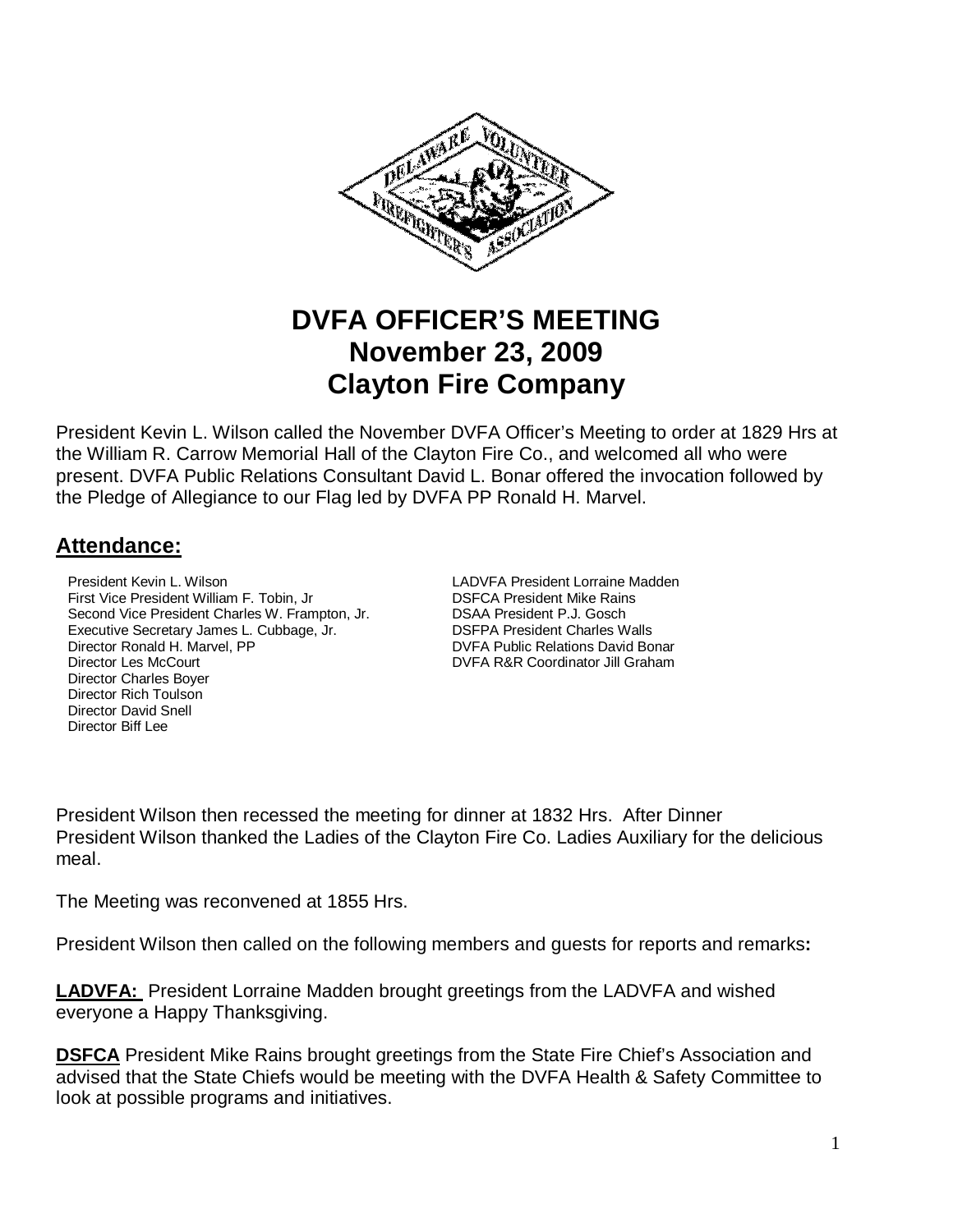# DVFA OFFICER'S MEETING
# November 23, 2009
# Clayton Fire Company

President Kevin L. Wilson called the November DVFA Officer's Meeting to order at 1829 Hrs at the William R. Carrow Memorial Hall of the Clayton Fire Co., and welcomed all who were present. DVFA Public Relations Consultant David L. Bonar offered the invocation followed by the Pledge of Allegiance to our Flag led by DVFA PP Ronald H. Marvel.

## Attendance:

President Kevin L. Wilson
First Vice President William F. Tobin, Jr
Second Vice President Charles W. Frampton, Jr.
Executive Secretary James L. Cubbage, Jr.
Director Ronald H. Marvel, PP
Director Les McCourt
Director Charles Boyer
Director Rich Toulson
Director David Snell
Director Biff Lee

LADVFA President Lorraine Madden
DSFCA President Mike Rains
DSAA President P.J. Gosch
DSFPA President Charles Walls
DVFA Public Relations David Bonar
DVFA R&R Coordinator Jill Graham

President Wilson then recessed the meeting for dinner at 1832 Hrs. After Dinner President Wilson thanked the Ladies of the Clayton Fire Co. Ladies Auxiliary for the delicious meal.

The Meeting was reconvened at 1855 Hrs.

President Wilson then called on the following members and guests for reports and remarks**:**

**LADVFA:** President Lorraine Madden brought greetings from the LADVFA and wished everyone a Happy Thanksgiving.

**DSFCA** President Mike Rains brought greetings from the State Fire Chief's Association and advised that the State Chiefs would be meeting with the DVFA Health & Safety Committee to look at possible programs and initiatives.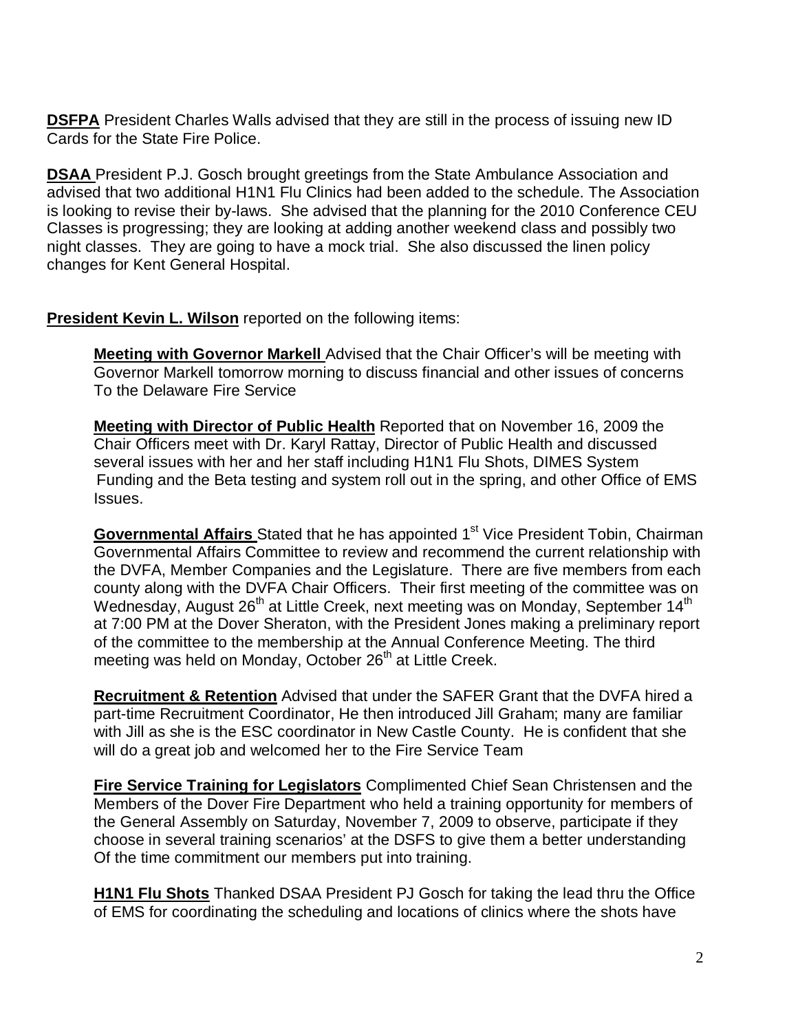**DSFPA** President Charles Walls advised that they are still in the process of issuing new ID Cards for the State Fire Police.

**DSAA** President P.J. Gosch brought greetings from the State Ambulance Association and advised that two additional H1N1 Flu Clinics had been added to the schedule. The Association is looking to revise their by-laws. She advised that the planning for the 2010 Conference CEU Classes is progressing; they are looking at adding another weekend class and possibly two night classes. They are going to have a mock trial. She also discussed the linen policy changes for Kent General Hospital.

**President Kevin L. Wilson** reported on the following items:

> **Meeting with Governor Markell** Advised that the Chair Officer's will be meeting with Governor Markell tomorrow morning to discuss financial and other issues of concerns To the Delaware Fire Service
>
> **Meeting with Director of Public Health** Reported that on November 16, 2009 the Chair Officers meet with Dr. Karyl Rattay, Director of Public Health and discussed several issues with her and her staff including H1N1 Flu Shots, DIMES System Funding and the Beta testing and system roll out in the spring, and other Office of EMS Issues.
>
> **Governmental Affairs** Stated that he has appointed 1st Vice President Tobin, Chairman Governmental Affairs Committee to review and recommend the current relationship with the DVFA, Member Companies and the Legislature. There are five members from each county along with the DVFA Chair Officers. Their first meeting of the committee was on Wednesday, August 26th at Little Creek, next meeting was on Monday, September 14th at 7:00 PM at the Dover Sheraton, with the President Jones making a preliminary report of the committee to the membership at the Annual Conference Meeting. The third meeting was held on Monday, October 26th at Little Creek.
>
> **Recruitment & Retention** Advised that under the SAFER Grant that the DVFA hired a part-time Recruitment Coordinator, He then introduced Jill Graham; many are familiar with Jill as she is the ESC coordinator in New Castle County. He is confident that she will do a great job and welcomed her to the Fire Service Team
>
> **Fire Service Training for Legislators** Complimented Chief Sean Christensen and the Members of the Dover Fire Department who held a training opportunity for members of the General Assembly on Saturday, November 7, 2009 to observe, participate if they choose in several training scenarios' at the DSFS to give them a better understanding Of the time commitment our members put into training.
>
> **H1N1 Flu Shots** Thanked DSAA President PJ Gosch for taking the lead thru the Office of EMS for coordinating the scheduling and locations of clinics where the shots have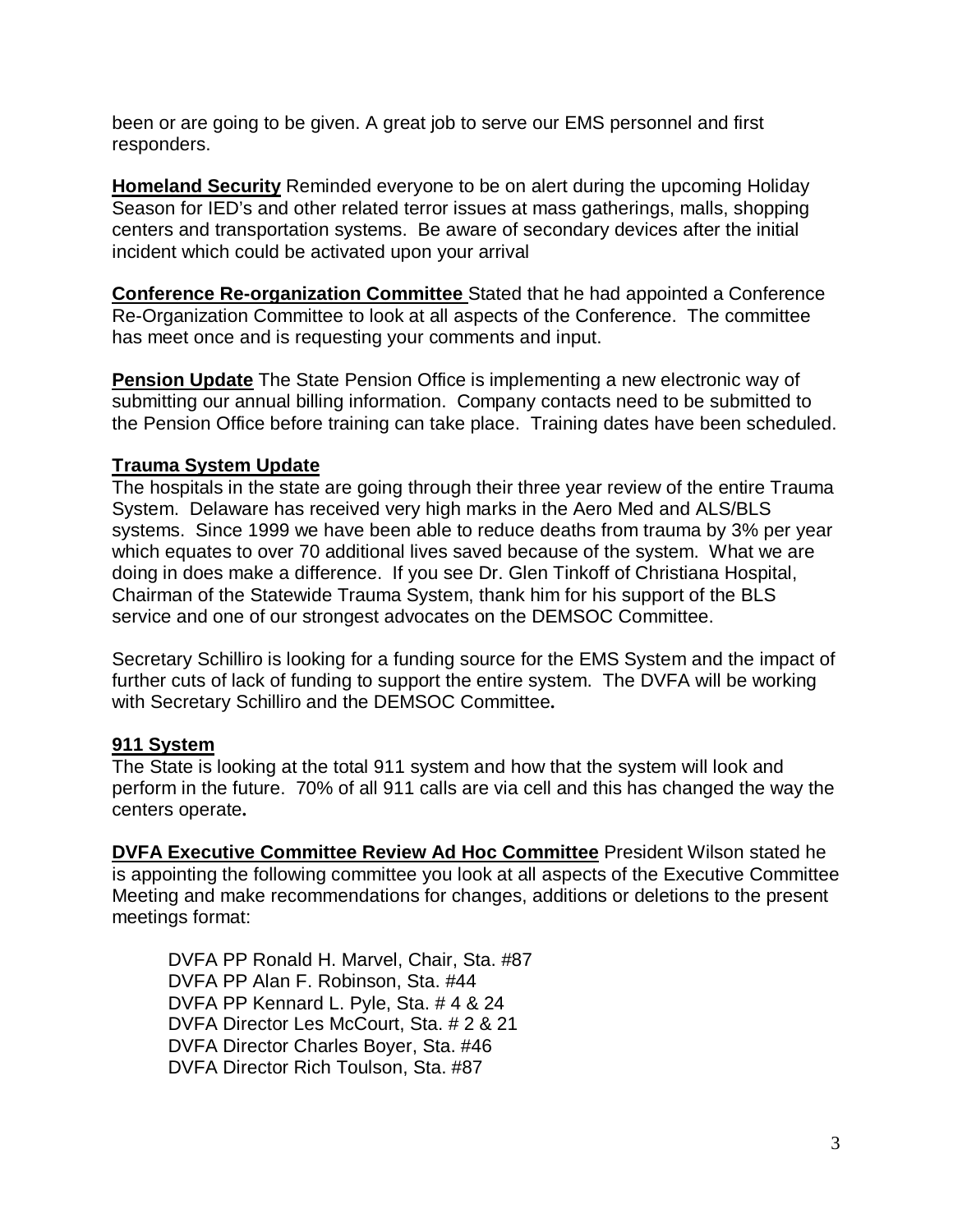been or are going to be given. A great job to serve our EMS personnel and first responders.

**Homeland Security** Reminded everyone to be on alert during the upcoming Holiday Season for IED's and other related terror issues at mass gatherings, malls, shopping centers and transportation systems. Be aware of secondary devices after the initial incident which could be activated upon your arrival

**Conference Re-organization Committee** Stated that he had appointed a Conference Re-Organization Committee to look at all aspects of the Conference. The committee has meet once and is requesting your comments and input.

**Pension Update** The State Pension Office is implementing a new electronic way of submitting our annual billing information. Company contacts need to be submitted to the Pension Office before training can take place. Training dates have been scheduled.

**Trauma System Update**

The hospitals in the state are going through their three year review of the entire Trauma System. Delaware has received very high marks in the Aero Med and ALS/BLS systems. Since 1999 we have been able to reduce deaths from trauma by 3% per year which equates to over 70 additional lives saved because of the system. What we are doing in does make a difference. If you see Dr. Glen Tinkoff of Christiana Hospital, Chairman of the Statewide Trauma System, thank him for his support of the BLS service and one of our strongest advocates on the DEMSOC Committee.

Secretary Schilliro is looking for a funding source for the EMS System and the impact of further cuts of lack of funding to support the entire system. The DVFA will be working with Secretary Schilliro and the DEMSOC Committee**.**

**911 System**

The State is looking at the total 911 system and how that the system will look and perform in the future. 70% of all 911 calls are via cell and this has changed the way the centers operate**.**

**DVFA Executive Committee Review Ad Hoc Committee** President Wilson stated he is appointing the following committee you look at all aspects of the Executive Committee Meeting and make recommendations for changes, additions or deletions to the present meetings format:

DVFA PP Ronald H. Marvel, Chair, Sta. #87
DVFA PP Alan F. Robinson, Sta. #44
DVFA PP Kennard L. Pyle, Sta. # 4 & 24
DVFA Director Les McCourt, Sta. # 2 & 21
DVFA Director Charles Boyer, Sta. #46
DVFA Director Rich Toulson, Sta. #87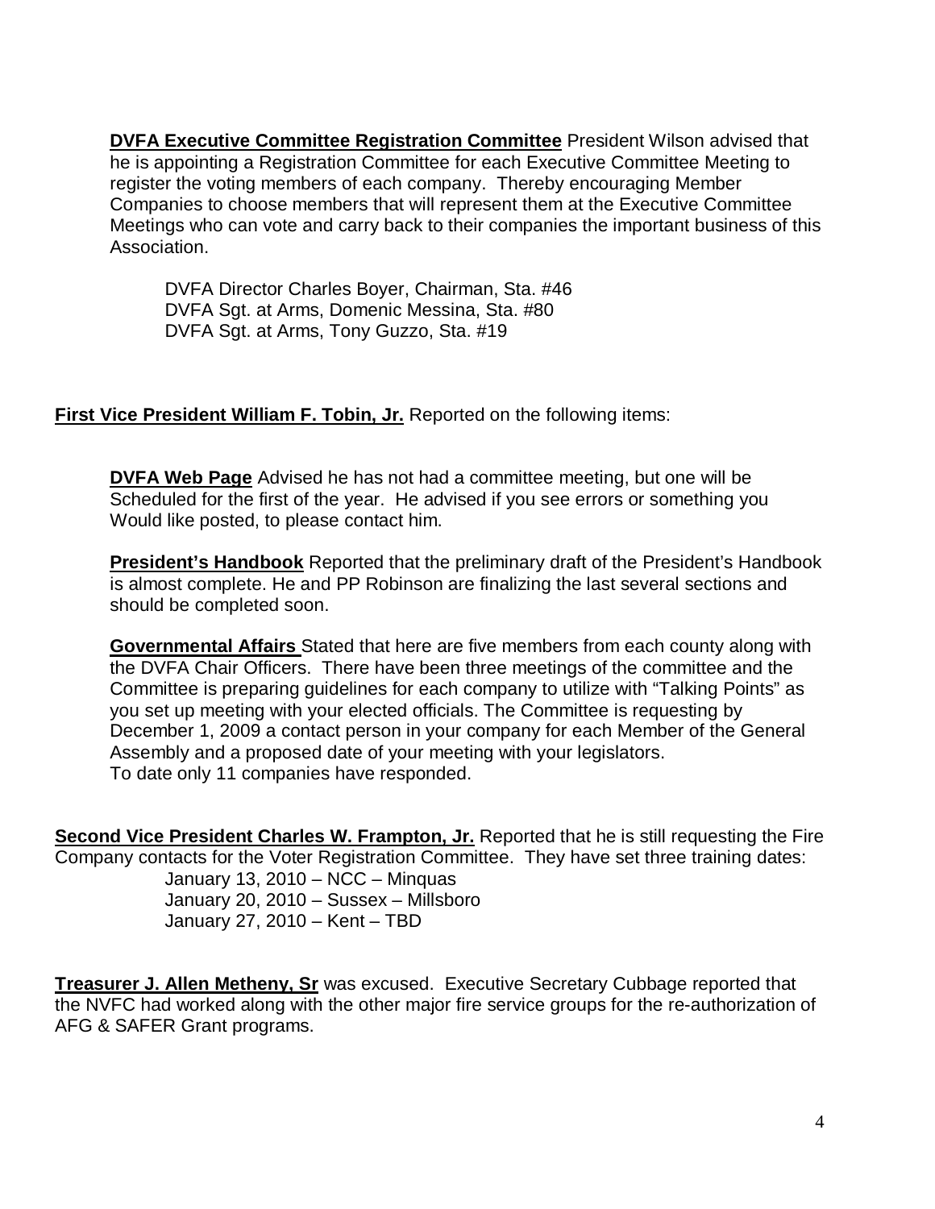**DVFA Executive Committee Registration Committee** President Wilson advised that he is appointing a Registration Committee for each Executive Committee Meeting to register the voting members of each company. Thereby encouraging Member Companies to choose members that will represent them at the Executive Committee Meetings who can vote and carry back to their companies the important business of this Association.

DVFA Director Charles Boyer, Chairman, Sta. #46
DVFA Sgt. at Arms, Domenic Messina, Sta. #80
DVFA Sgt. at Arms, Tony Guzzo, Sta. #19

**First Vice President William F. Tobin, Jr.** Reported on the following items:

**DVFA Web Page** Advised he has not had a committee meeting, but one will be Scheduled for the first of the year. He advised if you see errors or something you Would like posted, to please contact him.

**President's Handbook** Reported that the preliminary draft of the President's Handbook is almost complete. He and PP Robinson are finalizing the last several sections and should be completed soon.

**Governmental Affairs** Stated that here are five members from each county along with the DVFA Chair Officers. There have been three meetings of the committee and the Committee is preparing guidelines for each company to utilize with "Talking Points" as you set up meeting with your elected officials. The Committee is requesting by December 1, 2009 a contact person in your company for each Member of the General Assembly and a proposed date of your meeting with your legislators.
To date only 11 companies have responded.

**Second Vice President Charles W. Frampton, Jr.** Reported that he is still requesting the Fire Company contacts for the Voter Registration Committee. They have set three training dates:

January 13, 2010 – NCC – Minquas
January 20, 2010 – Sussex – Millsboro
January 27, 2010 – Kent – TBD

**Treasurer J. Allen Metheny, Sr** was excused. Executive Secretary Cubbage reported that the NVFC had worked along with the other major fire service groups for the re-authorization of AFG & SAFER Grant programs.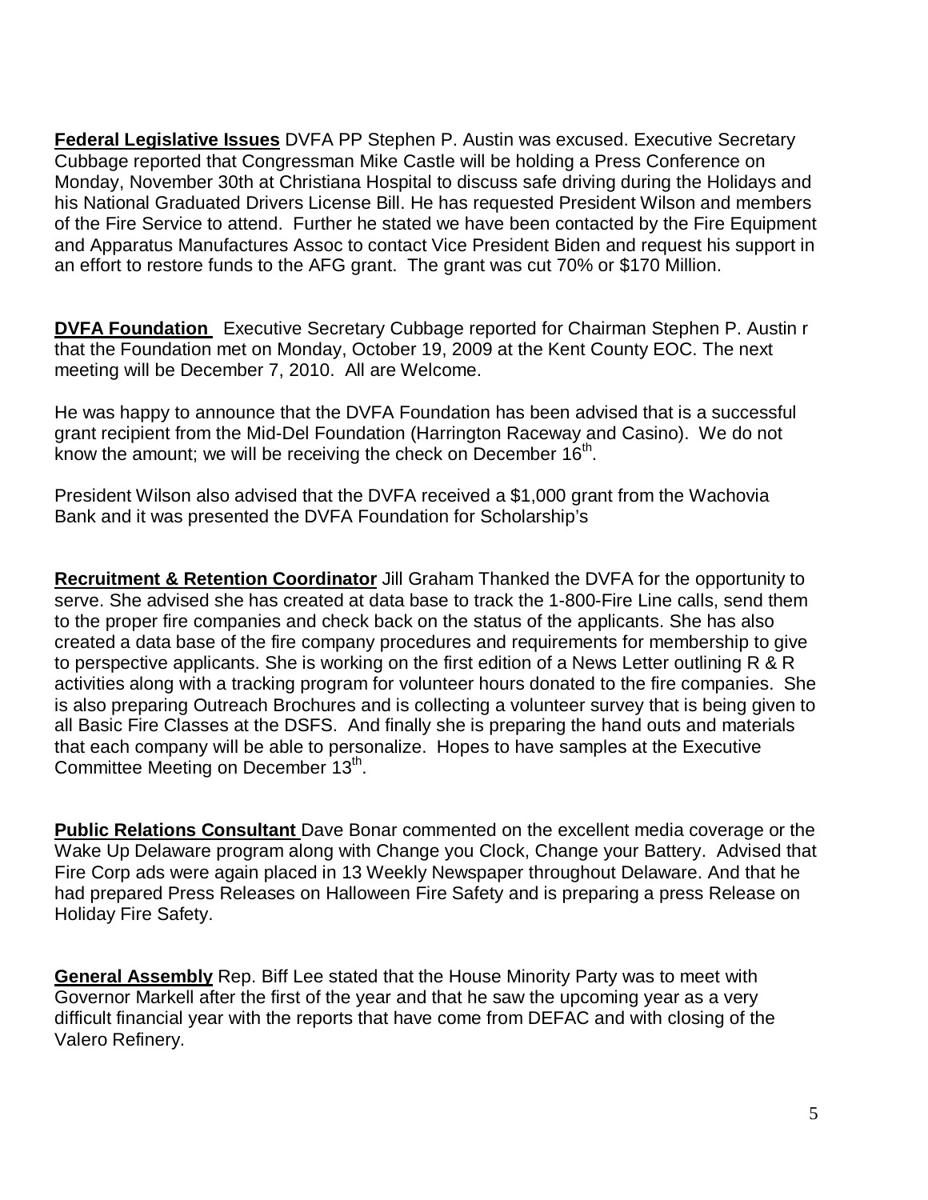**Federal Legislative Issues** DVFA PP Stephen P. Austin was excused. Executive Secretary Cubbage reported that Congressman Mike Castle will be holding a Press Conference on Monday, November 30th at Christiana Hospital to discuss safe driving during the Holidays and his National Graduated Drivers License Bill. He has requested President Wilson and members of the Fire Service to attend. Further he stated we have been contacted by the Fire Equipment and Apparatus Manufactures Assoc to contact Vice President Biden and request his support in an effort to restore funds to the AFG grant. The grant was cut 70% or $170 Million.

**DVFA Foundation** Executive Secretary Cubbage reported for Chairman Stephen P. Austin r that the Foundation met on Monday, October 19, 2009 at the Kent County EOC. The next meeting will be December 7, 2010. All are Welcome.

He was happy to announce that the DVFA Foundation has been advised that is a successful grant recipient from the Mid-Del Foundation (Harrington Raceway and Casino). We do not know the amount; we will be receiving the check on December 16th.

President Wilson also advised that the DVFA received a $1,000 grant from the Wachovia Bank and it was presented the DVFA Foundation for Scholarship's

**Recruitment & Retention Coordinator** Jill Graham Thanked the DVFA for the opportunity to serve. She advised she has created at data base to track the 1-800-Fire Line calls, send them to the proper fire companies and check back on the status of the applicants. She has also created a data base of the fire company procedures and requirements for membership to give to perspective applicants. She is working on the first edition of a News Letter outlining R & R activities along with a tracking program for volunteer hours donated to the fire companies. She is also preparing Outreach Brochures and is collecting a volunteer survey that is being given to all Basic Fire Classes at the DSFS. And finally she is preparing the hand outs and materials that each company will be able to personalize. Hopes to have samples at the Executive Committee Meeting on December 13th.

**Public Relations Consultant** Dave Bonar commented on the excellent media coverage or the Wake Up Delaware program along with Change you Clock, Change your Battery. Advised that Fire Corp ads were again placed in 13 Weekly Newspaper throughout Delaware. And that he had prepared Press Releases on Halloween Fire Safety and is preparing a press Release on Holiday Fire Safety.

**General Assembly** Rep. Biff Lee stated that the House Minority Party was to meet with Governor Markell after the first of the year and that he saw the upcoming year as a very difficult financial year with the reports that have come from DEFAC and with closing of the Valero Refinery.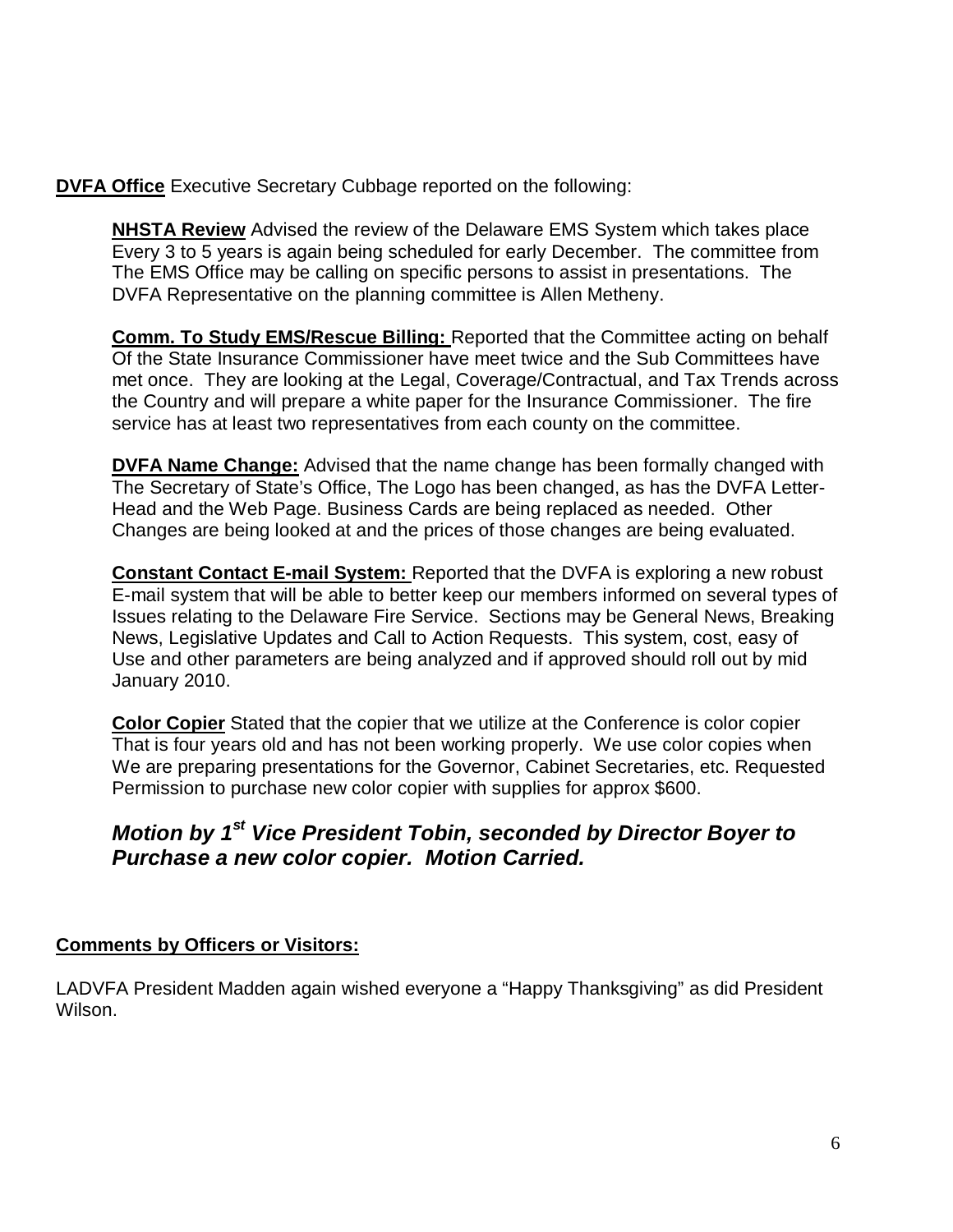**<u>DVFA Office</u>** Executive Secretary Cubbage reported on the following:

**<u>NHSTA Review</u>** Advised the review of the Delaware EMS System which takes place Every 3 to 5 years is again being scheduled for early December. The committee from The EMS Office may be calling on specific persons to assist in presentations. The DVFA Representative on the planning committee is Allen Metheny.

**<u>Comm. To Study EMS/Rescue Billing:</u>** Reported that the Committee acting on behalf Of the State Insurance Commissioner have meet twice and the Sub Committees have met once. They are looking at the Legal, Coverage/Contractual, and Tax Trends across the Country and will prepare a white paper for the Insurance Commissioner. The fire service has at least two representatives from each county on the committee.

**<u>DVFA Name Change:</u>** Advised that the name change has been formally changed with The Secretary of State's Office, The Logo has been changed, as has the DVFA Letter-Head and the Web Page. Business Cards are being replaced as needed. Other Changes are being looked at and the prices of those changes are being evaluated.

**<u>Constant Contact E-mail System:</u>** Reported that the DVFA is exploring a new robust E-mail system that will be able to better keep our members informed on several types of Issues relating to the Delaware Fire Service. Sections may be General News, Breaking News, Legislative Updates and Call to Action Requests. This system, cost, easy of Use and other parameters are being analyzed and if approved should roll out by mid January 2010.

**<u>Color Copier</u>** Stated that the copier that we utilize at the Conference is color copier That is four years old and has not been working properly. We use color copies when We are preparing presentations for the Governor, Cabinet Secretaries, etc. Requested Permission to purchase new color copier with supplies for approx $600.

***Motion by 1st Vice President Tobin, seconded by Director Boyer to Purchase a new color copier. Motion Carried.***

**<u>Comments by Officers or Visitors:</u>**

LADVFA President Madden again wished everyone a "Happy Thanksgiving" as did President Wilson.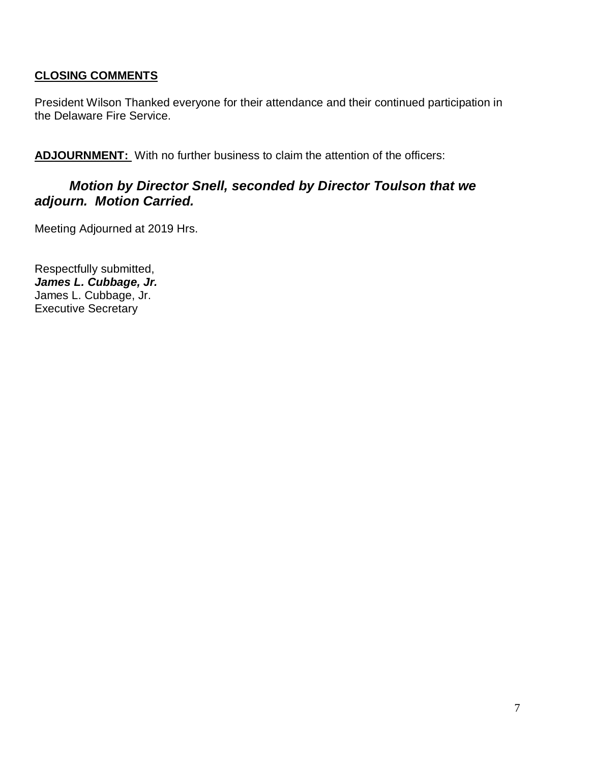**CLOSING COMMENTS**

President Wilson Thanked everyone for their attendance and their continued participation in the Delaware Fire Service.

**ADJOURNMENT:** With no further business to claim the attention of the officers:

***Motion by Director Snell, seconded by Director Toulson that we adjourn. Motion Carried.***

Meeting Adjourned at 2019 Hrs.

Respectfully submitted,
***James L. Cubbage, Jr.***
James L. Cubbage, Jr.
Executive Secretary